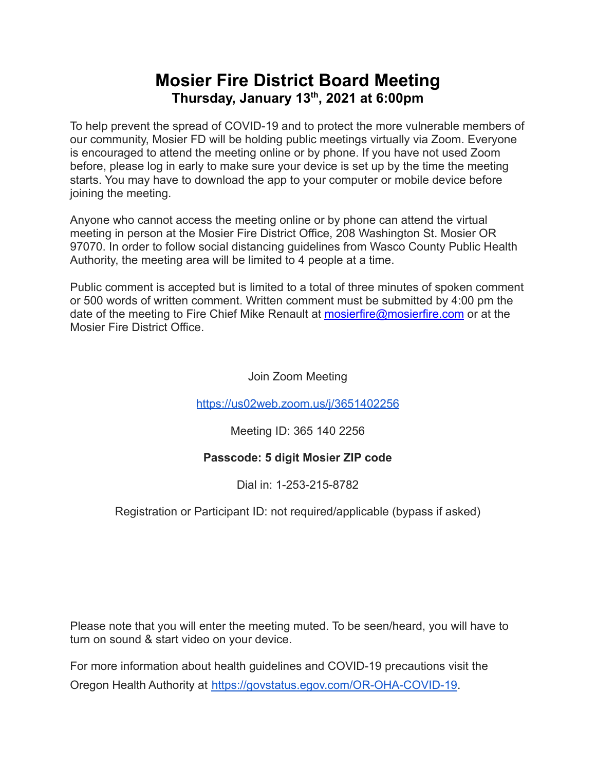# Mosier Fire District Board Meeting

**Thursday, January 13th, 2021 at 6:00pm**

To help prevent the spread of COVID-19 and to protect the more vulnerable members of our community, Mosier FD will be holding public meetings virtually via Zoom. Everyone is encouraged to attend the meeting online or by phone. If you have not used Zoom before, please log in early to make sure your device is set up by the time the meeting starts. You may have to download the app to your computer or mobile device before joining the meeting.

Anyone who cannot access the meeting online or by phone can attend the virtual meeting in person at the Mosier Fire District Office, 208 Washington St. Mosier OR 97070. In order to follow social distancing guidelines from Wasco County Public Health Authority, the meeting area will be limited to 4 people at a time.

Public comment is accepted but is limited to a total of three minutes of spoken comment or 500 words of written comment. Written comment must be submitted by 4:00 pm the date of the meeting to Fire Chief Mike Renault at mosierfire@mosierfire.com or at the Mosier Fire District Office.

Join Zoom Meeting

https://us02web.zoom.us/j/3651402256

Meeting ID: 365 140 2256

**Passcode: 5 digit Mosier ZIP code**

Dial in: 1-253-215-8782

Registration or Participant ID: not required/applicable (bypass if asked)

Please note that you will enter the meeting muted. To be seen/heard, you will have to turn on sound & start video on your device.

For more information about health guidelines and COVID-19 precautions visit the Oregon Health Authority at https://govstatus.egov.com/OR-OHA-COVID-19.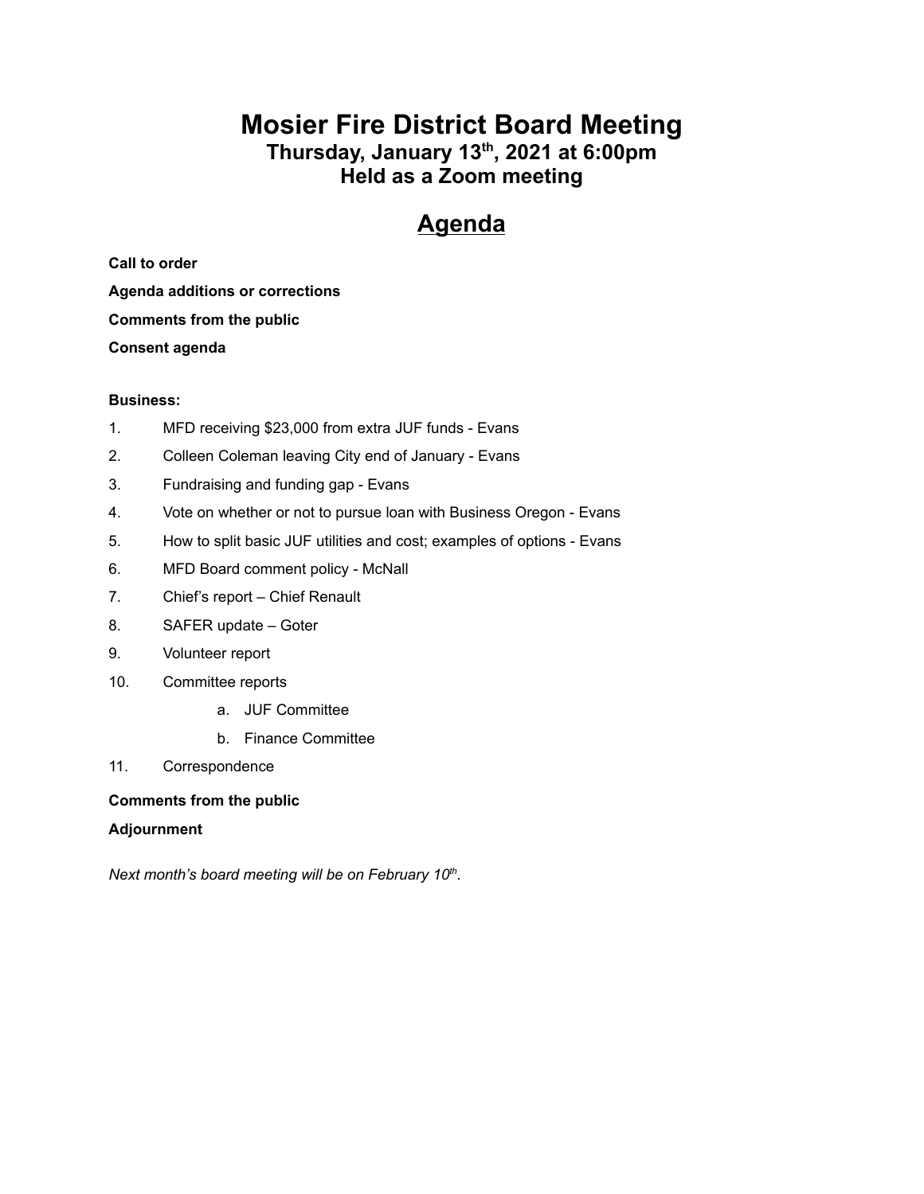# Mosier Fire District Board Meeting

### Thursday, January 13th, 2021 at 6:00pm
### Held as a Zoom meeting

## Agenda

**Call to order**

**Agenda additions or corrections**

**Comments from the public**

**Consent agenda**

**Business:**

1. MFD receiving $23,000 from extra JUF funds - Evans
2. Colleen Coleman leaving City end of January - Evans
3. Fundraising and funding gap - Evans
4. Vote on whether or not to pursue loan with Business Oregon - Evans
5. How to split basic JUF utilities and cost; examples of options - Evans
6. MFD Board comment policy - McNall
7. Chief's report – Chief Renault
8. SAFER update – Goter
9. Volunteer report
10. Committee reports
    a. JUF Committee
    b. Finance Committee
11. Correspondence

**Comments from the public**

**Adjournment**

*Next month's board meeting will be on February 10th.*